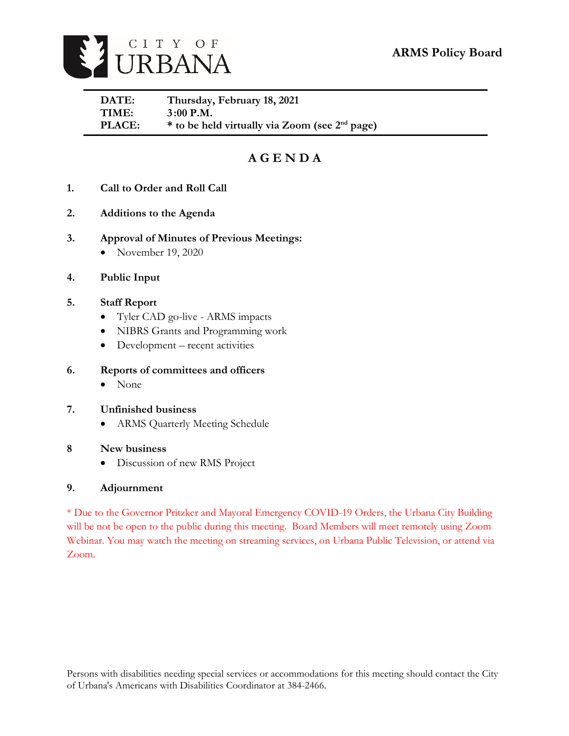CITY OF URBANA

**ARMS Policy Board**

**DATE:** Thursday, February 18, 2021
**TIME:** 3:00 P.M.
**PLACE:** * to be held virtually via Zoom (see 2nd page)

# AGENDA

1. **Call to Order and Roll Call**

2. **Additions to the Agenda**

3. **Approval of Minutes of Previous Meetings:**
   - November 19, 2020

4. **Public Input**

5. **Staff Report**
   - Tyler CAD go-live - ARMS impacts
   - NIBRS Grants and Programming work
   - Development – recent activities

6. **Reports of committees and officers**
   - None

7. **Unfinished business**
   - ARMS Quarterly Meeting Schedule

8 **New business**
   - Discussion of new RMS Project

9. **Adjournment**

* Due to the Governor Pritzker and Mayoral Emergency COVID-19 Orders, the Urbana City Building will be not be open to the public during this meeting. Board Members will meet remotely using Zoom Webinar. You may watch the meeting on streaming services, on Urbana Public Television, or attend via Zoom.

Persons with disabilities needing special services or accommodations for this meeting should contact the City of Urbana's Americans with Disabilities Coordinator at 384-2466.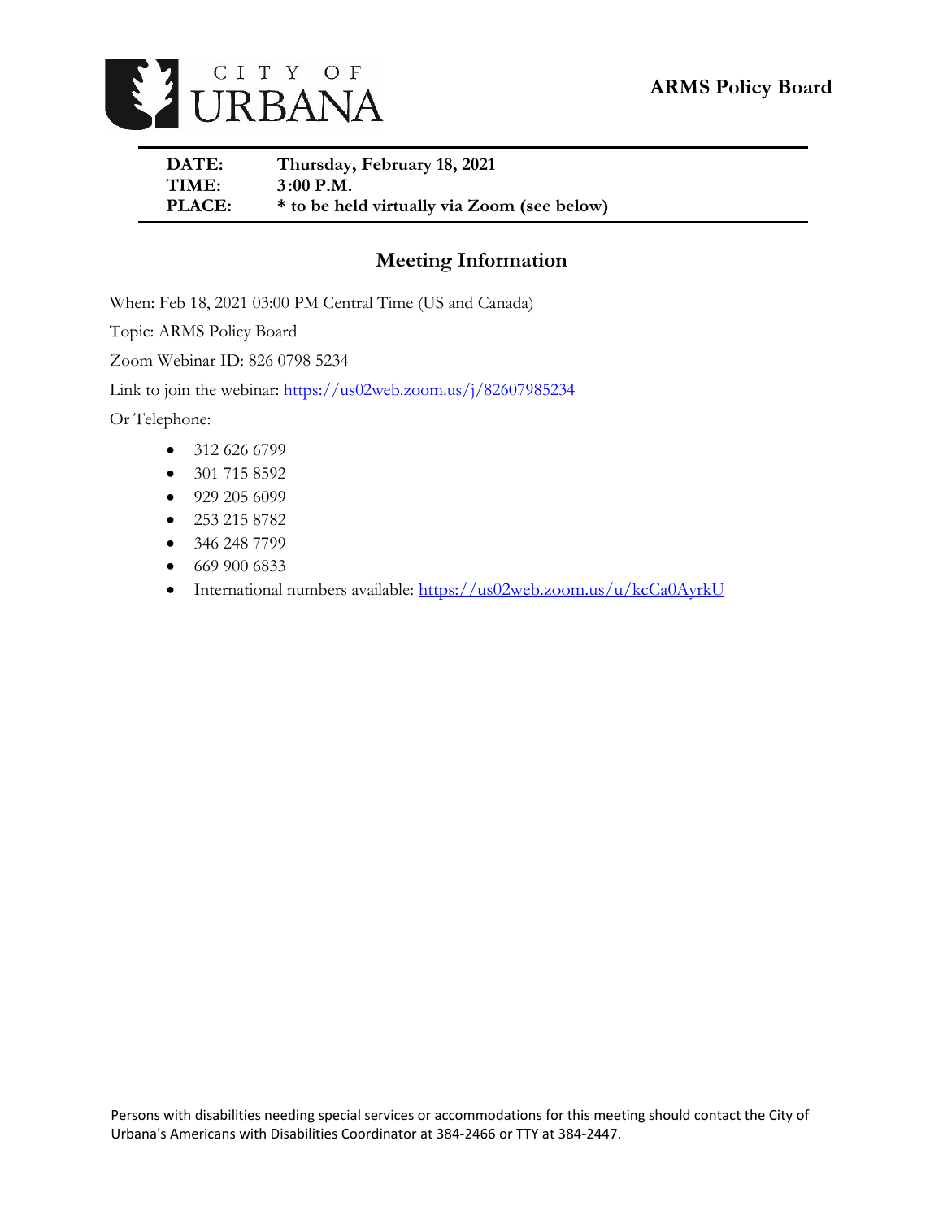CITY OF URBANA

**ARMS Policy Board**

| | |
|---|---|
| **DATE:** | **Thursday, February 18, 2021** |
| **TIME:** | **3:00 P.M.** |
| **PLACE:** | *** to be held virtually via Zoom (see below)** |

## Meeting Information

When: Feb 18, 2021 03:00 PM Central Time (US and Canada)

Topic: ARMS Policy Board

Zoom Webinar ID: 826 0798 5234

Link to join the webinar: https://us02web.zoom.us/j/82607985234

Or Telephone:

- 312 626 6799
- 301 715 8592
- 929 205 6099
- 253 215 8782
- 346 248 7799
- 669 900 6833
- International numbers available: https://us02web.zoom.us/u/kcCa0AyrkU

Persons with disabilities needing special services or accommodations for this meeting should contact the City of Urbana's Americans with Disabilities Coordinator at 384-2466 or TTY at 384-2447.